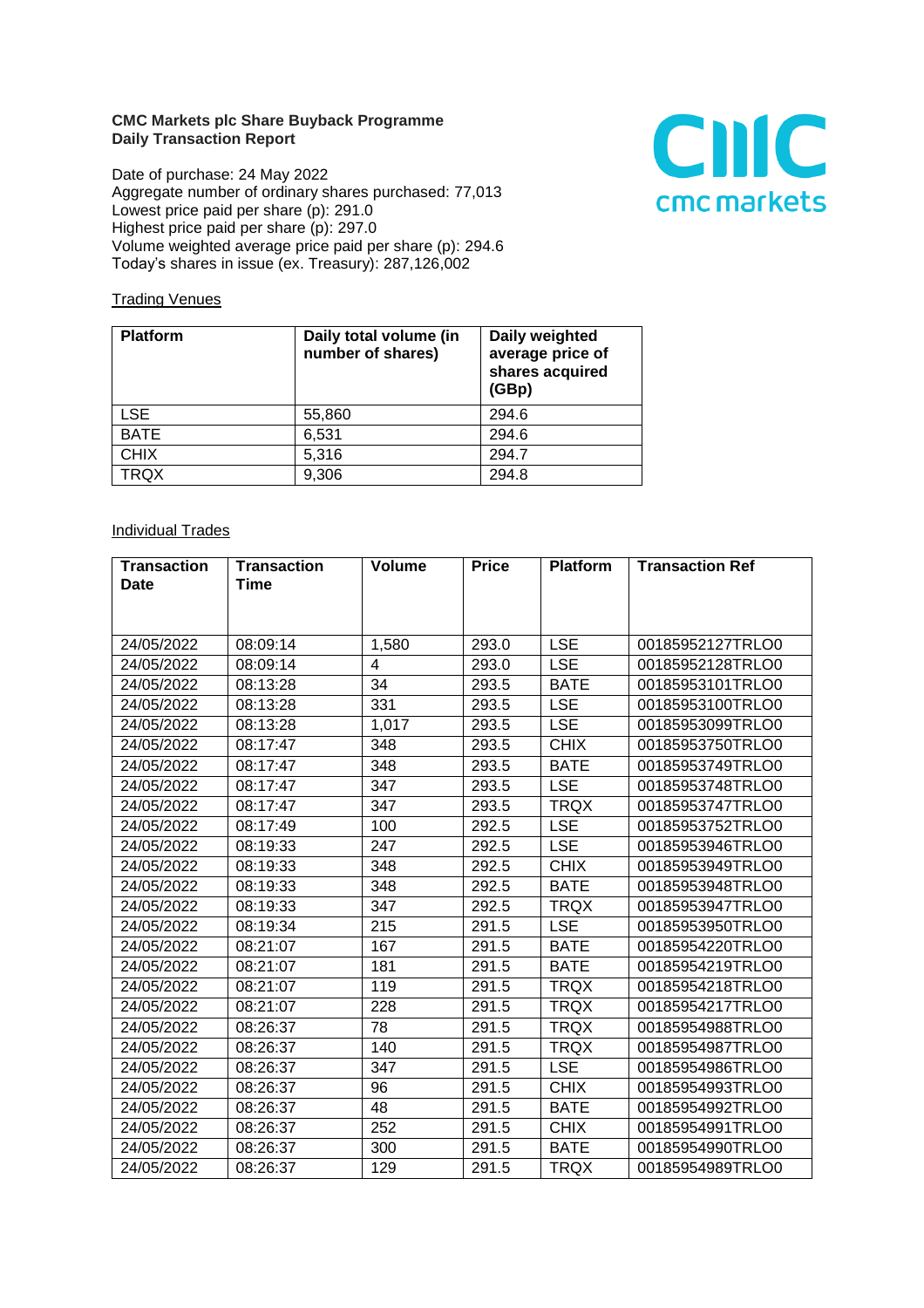**CMC Markets plc Share Buyback Programme**
**Daily Transaction Report**

Date of purchase: 24 May 2022
Aggregate number of ordinary shares purchased: 77,013
Lowest price paid per share (p): 291.0
Highest price paid per share (p): 297.0
Volume weighted average price paid per share (p): 294.6
Today's shares in issue (ex. Treasury): 287,126,002

Trading Venues

| Platform | Daily total volume (in number of shares) | Daily weighted average price of shares acquired (GBp) |
|---|---|---|
| LSE | 55,860 | 294.6 |
| BATE | 6,531 | 294.6 |
| CHIX | 5,316 | 294.7 |
| TRQX | 9,306 | 294.8 |

Individual Trades

| Transaction Date | Transaction Time | Volume | Price | Platform | Transaction Ref |
|---|---|---|---|---|---|
| 24/05/2022 | 08:09:14 | 1,580 | 293.0 | LSE | 00185952127TRLO0 |
| 24/05/2022 | 08:09:14 | 4 | 293.0 | LSE | 00185952128TRLO0 |
| 24/05/2022 | 08:13:28 | 34 | 293.5 | BATE | 00185953101TRLO0 |
| 24/05/2022 | 08:13:28 | 331 | 293.5 | LSE | 00185953100TRLO0 |
| 24/05/2022 | 08:13:28 | 1,017 | 293.5 | LSE | 00185953099TRLO0 |
| 24/05/2022 | 08:17:47 | 348 | 293.5 | CHIX | 00185953750TRLO0 |
| 24/05/2022 | 08:17:47 | 348 | 293.5 | BATE | 00185953749TRLO0 |
| 24/05/2022 | 08:17:47 | 347 | 293.5 | LSE | 00185953748TRLO0 |
| 24/05/2022 | 08:17:47 | 347 | 293.5 | TRQX | 00185953747TRLO0 |
| 24/05/2022 | 08:17:49 | 100 | 292.5 | LSE | 00185953752TRLO0 |
| 24/05/2022 | 08:19:33 | 247 | 292.5 | LSE | 00185953946TRLO0 |
| 24/05/2022 | 08:19:33 | 348 | 292.5 | CHIX | 00185953949TRLO0 |
| 24/05/2022 | 08:19:33 | 348 | 292.5 | BATE | 00185953948TRLO0 |
| 24/05/2022 | 08:19:33 | 347 | 292.5 | TRQX | 00185953947TRLO0 |
| 24/05/2022 | 08:19:34 | 215 | 291.5 | LSE | 00185953950TRLO0 |
| 24/05/2022 | 08:21:07 | 167 | 291.5 | BATE | 00185954220TRLO0 |
| 24/05/2022 | 08:21:07 | 181 | 291.5 | BATE | 00185954219TRLO0 |
| 24/05/2022 | 08:21:07 | 119 | 291.5 | TRQX | 00185954218TRLO0 |
| 24/05/2022 | 08:21:07 | 228 | 291.5 | TRQX | 00185954217TRLO0 |
| 24/05/2022 | 08:26:37 | 78 | 291.5 | TRQX | 00185954988TRLO0 |
| 24/05/2022 | 08:26:37 | 140 | 291.5 | TRQX | 00185954987TRLO0 |
| 24/05/2022 | 08:26:37 | 347 | 291.5 | LSE | 00185954986TRLO0 |
| 24/05/2022 | 08:26:37 | 96 | 291.5 | CHIX | 00185954993TRLO0 |
| 24/05/2022 | 08:26:37 | 48 | 291.5 | BATE | 00185954992TRLO0 |
| 24/05/2022 | 08:26:37 | 252 | 291.5 | CHIX | 00185954991TRLO0 |
| 24/05/2022 | 08:26:37 | 300 | 291.5 | BATE | 00185954990TRLO0 |
| 24/05/2022 | 08:26:37 | 129 | 291.5 | TRQX | 00185954989TRLO0 |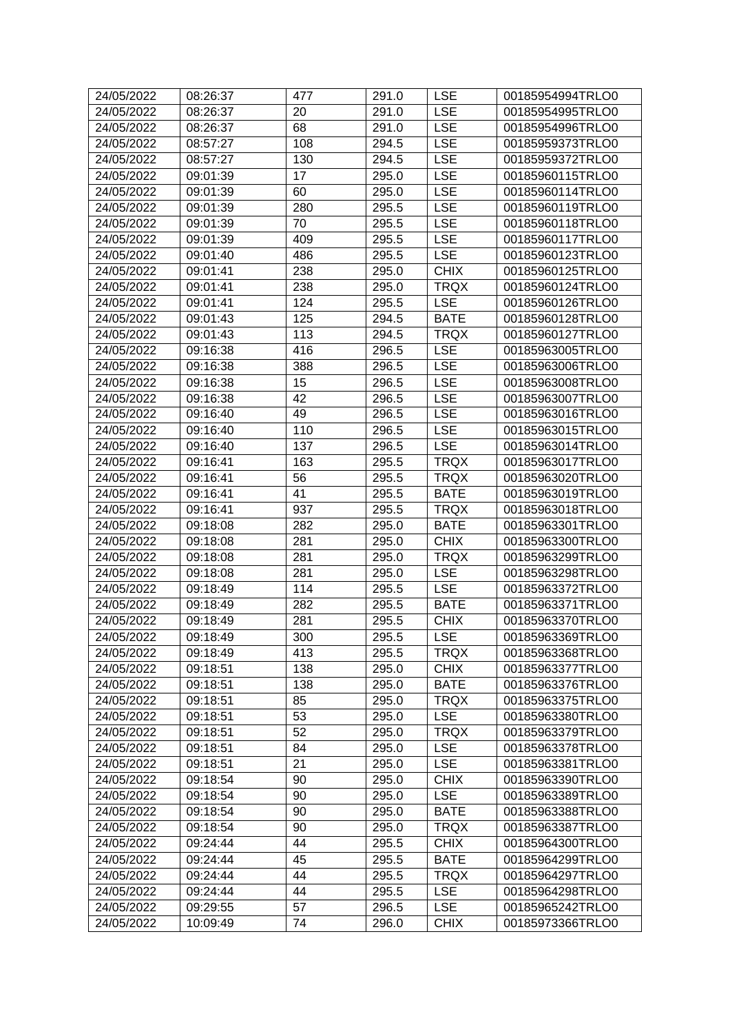| 24/05/2022 | 08:26:37 | 477 | 291.0 | LSE | 00185954994TRLO0 |
|---|---|---|---|---|---|
| 24/05/2022 | 08:26:37 | 20 | 291.0 | LSE | 00185954995TRLO0 |
| 24/05/2022 | 08:26:37 | 68 | 291.0 | LSE | 00185954996TRLO0 |
| 24/05/2022 | 08:57:27 | 108 | 294.5 | LSE | 00185959373TRLO0 |
| 24/05/2022 | 08:57:27 | 130 | 294.5 | LSE | 00185959372TRLO0 |
| 24/05/2022 | 09:01:39 | 17 | 295.0 | LSE | 00185960115TRLO0 |
| 24/05/2022 | 09:01:39 | 60 | 295.0 | LSE | 00185960114TRLO0 |
| 24/05/2022 | 09:01:39 | 280 | 295.5 | LSE | 00185960119TRLO0 |
| 24/05/2022 | 09:01:39 | 70 | 295.5 | LSE | 00185960118TRLO0 |
| 24/05/2022 | 09:01:39 | 409 | 295.5 | LSE | 00185960117TRLO0 |
| 24/05/2022 | 09:01:40 | 486 | 295.5 | LSE | 00185960123TRLO0 |
| 24/05/2022 | 09:01:41 | 238 | 295.0 | CHIX | 00185960125TRLO0 |
| 24/05/2022 | 09:01:41 | 238 | 295.0 | TRQX | 00185960124TRLO0 |
| 24/05/2022 | 09:01:41 | 124 | 295.5 | LSE | 00185960126TRLO0 |
| 24/05/2022 | 09:01:43 | 125 | 294.5 | BATE | 00185960128TRLO0 |
| 24/05/2022 | 09:01:43 | 113 | 294.5 | TRQX | 00185960127TRLO0 |
| 24/05/2022 | 09:16:38 | 416 | 296.5 | LSE | 00185963005TRLO0 |
| 24/05/2022 | 09:16:38 | 388 | 296.5 | LSE | 00185963006TRLO0 |
| 24/05/2022 | 09:16:38 | 15 | 296.5 | LSE | 00185963008TRLO0 |
| 24/05/2022 | 09:16:38 | 42 | 296.5 | LSE | 00185963007TRLO0 |
| 24/05/2022 | 09:16:40 | 49 | 296.5 | LSE | 00185963016TRLO0 |
| 24/05/2022 | 09:16:40 | 110 | 296.5 | LSE | 00185963015TRLO0 |
| 24/05/2022 | 09:16:40 | 137 | 296.5 | LSE | 00185963014TRLO0 |
| 24/05/2022 | 09:16:41 | 163 | 295.5 | TRQX | 00185963017TRLO0 |
| 24/05/2022 | 09:16:41 | 56 | 295.5 | TRQX | 00185963020TRLO0 |
| 24/05/2022 | 09:16:41 | 41 | 295.5 | BATE | 00185963019TRLO0 |
| 24/05/2022 | 09:16:41 | 937 | 295.5 | TRQX | 00185963018TRLO0 |
| 24/05/2022 | 09:18:08 | 282 | 295.0 | BATE | 00185963301TRLO0 |
| 24/05/2022 | 09:18:08 | 281 | 295.0 | CHIX | 00185963300TRLO0 |
| 24/05/2022 | 09:18:08 | 281 | 295.0 | TRQX | 00185963299TRLO0 |
| 24/05/2022 | 09:18:08 | 281 | 295.0 | LSE | 00185963298TRLO0 |
| 24/05/2022 | 09:18:49 | 114 | 295.5 | LSE | 00185963372TRLO0 |
| 24/05/2022 | 09:18:49 | 282 | 295.5 | BATE | 00185963371TRLO0 |
| 24/05/2022 | 09:18:49 | 281 | 295.5 | CHIX | 00185963370TRLO0 |
| 24/05/2022 | 09:18:49 | 300 | 295.5 | LSE | 00185963369TRLO0 |
| 24/05/2022 | 09:18:49 | 413 | 295.5 | TRQX | 00185963368TRLO0 |
| 24/05/2022 | 09:18:51 | 138 | 295.0 | CHIX | 00185963377TRLO0 |
| 24/05/2022 | 09:18:51 | 138 | 295.0 | BATE | 00185963376TRLO0 |
| 24/05/2022 | 09:18:51 | 85 | 295.0 | TRQX | 00185963375TRLO0 |
| 24/05/2022 | 09:18:51 | 53 | 295.0 | LSE | 00185963380TRLO0 |
| 24/05/2022 | 09:18:51 | 52 | 295.0 | TRQX | 00185963379TRLO0 |
| 24/05/2022 | 09:18:51 | 84 | 295.0 | LSE | 00185963378TRLO0 |
| 24/05/2022 | 09:18:51 | 21 | 295.0 | LSE | 00185963381TRLO0 |
| 24/05/2022 | 09:18:54 | 90 | 295.0 | CHIX | 00185963390TRLO0 |
| 24/05/2022 | 09:18:54 | 90 | 295.0 | LSE | 00185963389TRLO0 |
| 24/05/2022 | 09:18:54 | 90 | 295.0 | BATE | 00185963388TRLO0 |
| 24/05/2022 | 09:18:54 | 90 | 295.0 | TRQX | 00185963387TRLO0 |
| 24/05/2022 | 09:24:44 | 44 | 295.5 | CHIX | 00185964300TRLO0 |
| 24/05/2022 | 09:24:44 | 45 | 295.5 | BATE | 00185964299TRLO0 |
| 24/05/2022 | 09:24:44 | 44 | 295.5 | TRQX | 00185964297TRLO0 |
| 24/05/2022 | 09:24:44 | 44 | 295.5 | LSE | 00185964298TRLO0 |
| 24/05/2022 | 09:29:55 | 57 | 296.5 | LSE | 00185965242TRLO0 |
| 24/05/2022 | 10:09:49 | 74 | 296.0 | CHIX | 00185973366TRLO0 |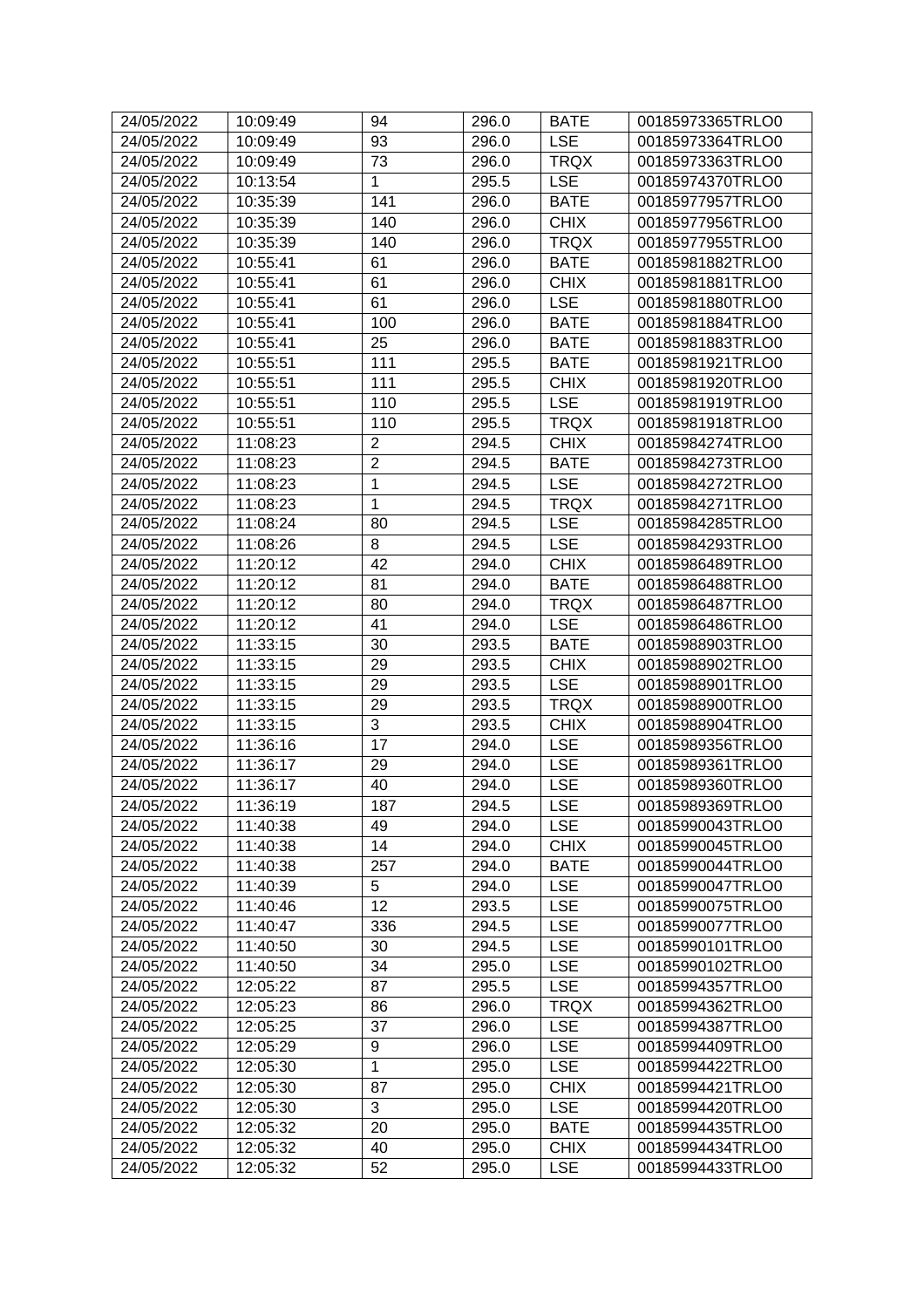| 24/05/2022 | 10:09:49 | 94 | 296.0 | BATE | 00185973365TRLO0 |
|---|---|---|---|---|---|
| 24/05/2022 | 10:09:49 | 93 | 296.0 | LSE | 00185973364TRLO0 |
| 24/05/2022 | 10:09:49 | 73 | 296.0 | TRQX | 00185973363TRLO0 |
| 24/05/2022 | 10:13:54 | 1 | 295.5 | LSE | 00185974370TRLO0 |
| 24/05/2022 | 10:35:39 | 141 | 296.0 | BATE | 00185977957TRLO0 |
| 24/05/2022 | 10:35:39 | 140 | 296.0 | CHIX | 00185977956TRLO0 |
| 24/05/2022 | 10:35:39 | 140 | 296.0 | TRQX | 00185977955TRLO0 |
| 24/05/2022 | 10:55:41 | 61 | 296.0 | BATE | 00185981882TRLO0 |
| 24/05/2022 | 10:55:41 | 61 | 296.0 | CHIX | 00185981881TRLO0 |
| 24/05/2022 | 10:55:41 | 61 | 296.0 | LSE | 00185981880TRLO0 |
| 24/05/2022 | 10:55:41 | 100 | 296.0 | BATE | 00185981884TRLO0 |
| 24/05/2022 | 10:55:41 | 25 | 296.0 | BATE | 00185981883TRLO0 |
| 24/05/2022 | 10:55:51 | 111 | 295.5 | BATE | 00185981921TRLO0 |
| 24/05/2022 | 10:55:51 | 111 | 295.5 | CHIX | 00185981920TRLO0 |
| 24/05/2022 | 10:55:51 | 110 | 295.5 | LSE | 00185981919TRLO0 |
| 24/05/2022 | 10:55:51 | 110 | 295.5 | TRQX | 00185981918TRLO0 |
| 24/05/2022 | 11:08:23 | 2 | 294.5 | CHIX | 00185984274TRLO0 |
| 24/05/2022 | 11:08:23 | 2 | 294.5 | BATE | 00185984273TRLO0 |
| 24/05/2022 | 11:08:23 | 1 | 294.5 | LSE | 00185984272TRLO0 |
| 24/05/2022 | 11:08:23 | 1 | 294.5 | TRQX | 00185984271TRLO0 |
| 24/05/2022 | 11:08:24 | 80 | 294.5 | LSE | 00185984285TRLO0 |
| 24/05/2022 | 11:08:26 | 8 | 294.5 | LSE | 00185984293TRLO0 |
| 24/05/2022 | 11:20:12 | 42 | 294.0 | CHIX | 00185986489TRLO0 |
| 24/05/2022 | 11:20:12 | 81 | 294.0 | BATE | 00185986488TRLO0 |
| 24/05/2022 | 11:20:12 | 80 | 294.0 | TRQX | 00185986487TRLO0 |
| 24/05/2022 | 11:20:12 | 41 | 294.0 | LSE | 00185986486TRLO0 |
| 24/05/2022 | 11:33:15 | 30 | 293.5 | BATE | 00185988903TRLO0 |
| 24/05/2022 | 11:33:15 | 29 | 293.5 | CHIX | 00185988902TRLO0 |
| 24/05/2022 | 11:33:15 | 29 | 293.5 | LSE | 00185988901TRLO0 |
| 24/05/2022 | 11:33:15 | 29 | 293.5 | TRQX | 00185988900TRLO0 |
| 24/05/2022 | 11:33:15 | 3 | 293.5 | CHIX | 00185988904TRLO0 |
| 24/05/2022 | 11:36:16 | 17 | 294.0 | LSE | 00185989356TRLO0 |
| 24/05/2022 | 11:36:17 | 29 | 294.0 | LSE | 00185989361TRLO0 |
| 24/05/2022 | 11:36:17 | 40 | 294.0 | LSE | 00185989360TRLO0 |
| 24/05/2022 | 11:36:19 | 187 | 294.5 | LSE | 00185989369TRLO0 |
| 24/05/2022 | 11:40:38 | 49 | 294.0 | LSE | 00185990043TRLO0 |
| 24/05/2022 | 11:40:38 | 14 | 294.0 | CHIX | 00185990045TRLO0 |
| 24/05/2022 | 11:40:38 | 257 | 294.0 | BATE | 00185990044TRLO0 |
| 24/05/2022 | 11:40:39 | 5 | 294.0 | LSE | 00185990047TRLO0 |
| 24/05/2022 | 11:40:46 | 12 | 293.5 | LSE | 00185990075TRLO0 |
| 24/05/2022 | 11:40:47 | 336 | 294.5 | LSE | 00185990077TRLO0 |
| 24/05/2022 | 11:40:50 | 30 | 294.5 | LSE | 00185990101TRLO0 |
| 24/05/2022 | 11:40:50 | 34 | 295.0 | LSE | 00185990102TRLO0 |
| 24/05/2022 | 12:05:22 | 87 | 295.5 | LSE | 00185994357TRLO0 |
| 24/05/2022 | 12:05:23 | 86 | 296.0 | TRQX | 00185994362TRLO0 |
| 24/05/2022 | 12:05:25 | 37 | 296.0 | LSE | 00185994387TRLO0 |
| 24/05/2022 | 12:05:29 | 9 | 296.0 | LSE | 00185994409TRLO0 |
| 24/05/2022 | 12:05:30 | 1 | 295.0 | LSE | 00185994422TRLO0 |
| 24/05/2022 | 12:05:30 | 87 | 295.0 | CHIX | 00185994421TRLO0 |
| 24/05/2022 | 12:05:30 | 3 | 295.0 | LSE | 00185994420TRLO0 |
| 24/05/2022 | 12:05:32 | 20 | 295.0 | BATE | 00185994435TRLO0 |
| 24/05/2022 | 12:05:32 | 40 | 295.0 | CHIX | 00185994434TRLO0 |
| 24/05/2022 | 12:05:32 | 52 | 295.0 | LSE | 00185994433TRLO0 |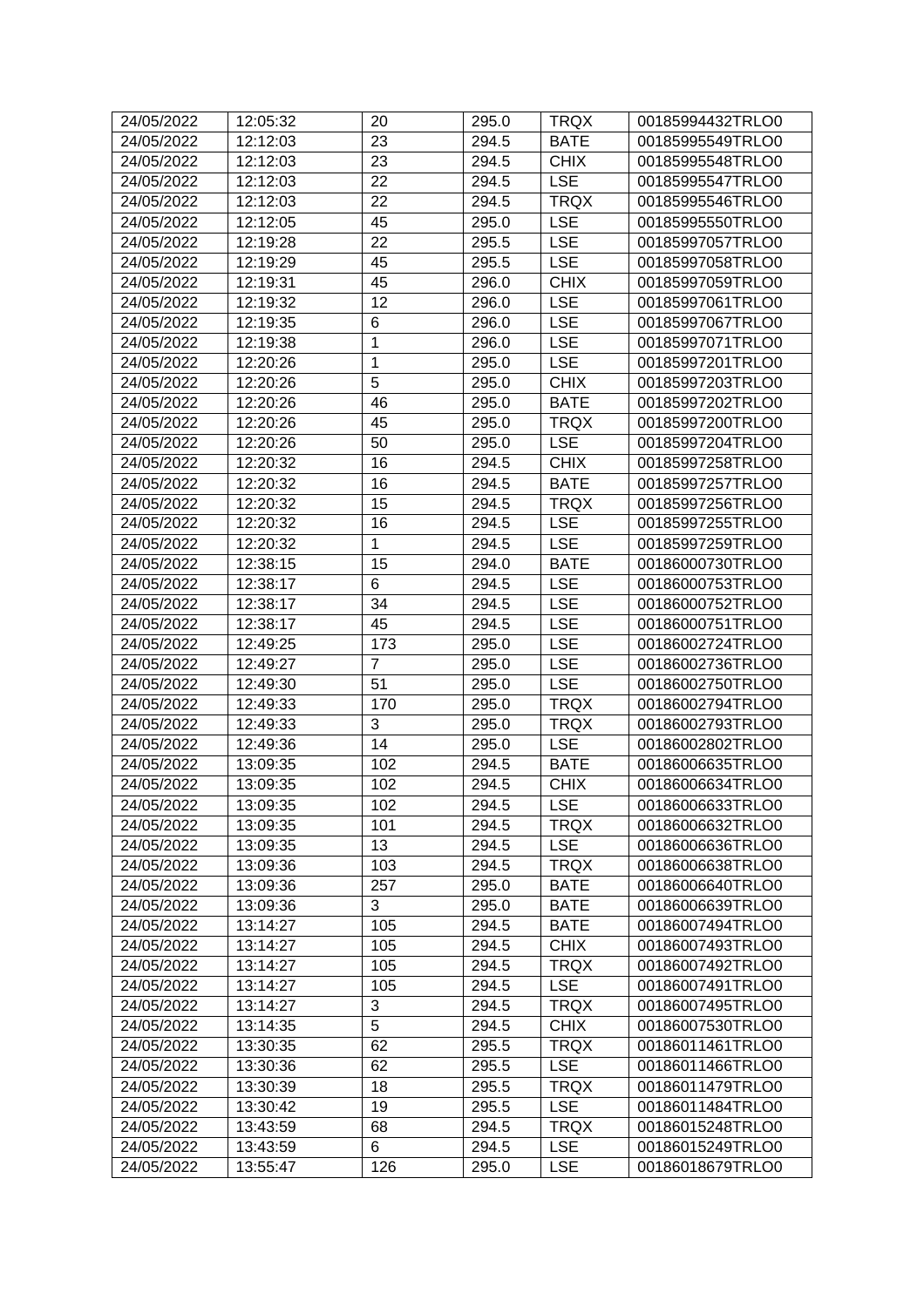| 24/05/2022 | 12:05:32 | 20 | 295.0 | TRQX | 00185994432TRLO0 |
|---|---|---|---|---|---|
| 24/05/2022 | 12:12:03 | 23 | 294.5 | BATE | 00185995549TRLO0 |
| 24/05/2022 | 12:12:03 | 23 | 294.5 | CHIX | 00185995548TRLO0 |
| 24/05/2022 | 12:12:03 | 22 | 294.5 | LSE | 00185995547TRLO0 |
| 24/05/2022 | 12:12:03 | 22 | 294.5 | TRQX | 00185995546TRLO0 |
| 24/05/2022 | 12:12:05 | 45 | 295.0 | LSE | 00185995550TRLO0 |
| 24/05/2022 | 12:19:28 | 22 | 295.5 | LSE | 00185997057TRLO0 |
| 24/05/2022 | 12:19:29 | 45 | 295.5 | LSE | 00185997058TRLO0 |
| 24/05/2022 | 12:19:31 | 45 | 296.0 | CHIX | 00185997059TRLO0 |
| 24/05/2022 | 12:19:32 | 12 | 296.0 | LSE | 00185997061TRLO0 |
| 24/05/2022 | 12:19:35 | 6 | 296.0 | LSE | 00185997067TRLO0 |
| 24/05/2022 | 12:19:38 | 1 | 296.0 | LSE | 00185997071TRLO0 |
| 24/05/2022 | 12:20:26 | 1 | 295.0 | LSE | 00185997201TRLO0 |
| 24/05/2022 | 12:20:26 | 5 | 295.0 | CHIX | 00185997203TRLO0 |
| 24/05/2022 | 12:20:26 | 46 | 295.0 | BATE | 00185997202TRLO0 |
| 24/05/2022 | 12:20:26 | 45 | 295.0 | TRQX | 00185997200TRLO0 |
| 24/05/2022 | 12:20:26 | 50 | 295.0 | LSE | 00185997204TRLO0 |
| 24/05/2022 | 12:20:32 | 16 | 294.5 | CHIX | 00185997258TRLO0 |
| 24/05/2022 | 12:20:32 | 16 | 294.5 | BATE | 00185997257TRLO0 |
| 24/05/2022 | 12:20:32 | 15 | 294.5 | TRQX | 00185997256TRLO0 |
| 24/05/2022 | 12:20:32 | 16 | 294.5 | LSE | 00185997255TRLO0 |
| 24/05/2022 | 12:20:32 | 1 | 294.5 | LSE | 00185997259TRLO0 |
| 24/05/2022 | 12:38:15 | 15 | 294.0 | BATE | 00186000730TRLO0 |
| 24/05/2022 | 12:38:17 | 6 | 294.5 | LSE | 00186000753TRLO0 |
| 24/05/2022 | 12:38:17 | 34 | 294.5 | LSE | 00186000752TRLO0 |
| 24/05/2022 | 12:38:17 | 45 | 294.5 | LSE | 00186000751TRLO0 |
| 24/05/2022 | 12:49:25 | 173 | 295.0 | LSE | 00186002724TRLO0 |
| 24/05/2022 | 12:49:27 | 7 | 295.0 | LSE | 00186002736TRLO0 |
| 24/05/2022 | 12:49:30 | 51 | 295.0 | LSE | 00186002750TRLO0 |
| 24/05/2022 | 12:49:33 | 170 | 295.0 | TRQX | 00186002794TRLO0 |
| 24/05/2022 | 12:49:33 | 3 | 295.0 | TRQX | 00186002793TRLO0 |
| 24/05/2022 | 12:49:36 | 14 | 295.0 | LSE | 00186002802TRLO0 |
| 24/05/2022 | 13:09:35 | 102 | 294.5 | BATE | 00186006635TRLO0 |
| 24/05/2022 | 13:09:35 | 102 | 294.5 | CHIX | 00186006634TRLO0 |
| 24/05/2022 | 13:09:35 | 102 | 294.5 | LSE | 00186006633TRLO0 |
| 24/05/2022 | 13:09:35 | 101 | 294.5 | TRQX | 00186006632TRLO0 |
| 24/05/2022 | 13:09:35 | 13 | 294.5 | LSE | 00186006636TRLO0 |
| 24/05/2022 | 13:09:36 | 103 | 294.5 | TRQX | 00186006638TRLO0 |
| 24/05/2022 | 13:09:36 | 257 | 295.0 | BATE | 00186006640TRLO0 |
| 24/05/2022 | 13:09:36 | 3 | 295.0 | BATE | 00186006639TRLO0 |
| 24/05/2022 | 13:14:27 | 105 | 294.5 | BATE | 00186007494TRLO0 |
| 24/05/2022 | 13:14:27 | 105 | 294.5 | CHIX | 00186007493TRLO0 |
| 24/05/2022 | 13:14:27 | 105 | 294.5 | TRQX | 00186007492TRLO0 |
| 24/05/2022 | 13:14:27 | 105 | 294.5 | LSE | 00186007491TRLO0 |
| 24/05/2022 | 13:14:27 | 3 | 294.5 | TRQX | 00186007495TRLO0 |
| 24/05/2022 | 13:14:35 | 5 | 294.5 | CHIX | 00186007530TRLO0 |
| 24/05/2022 | 13:30:35 | 62 | 295.5 | TRQX | 00186011461TRLO0 |
| 24/05/2022 | 13:30:36 | 62 | 295.5 | LSE | 00186011466TRLO0 |
| 24/05/2022 | 13:30:39 | 18 | 295.5 | TRQX | 00186011479TRLO0 |
| 24/05/2022 | 13:30:42 | 19 | 295.5 | LSE | 00186011484TRLO0 |
| 24/05/2022 | 13:43:59 | 68 | 294.5 | TRQX | 00186015248TRLO0 |
| 24/05/2022 | 13:43:59 | 6 | 294.5 | LSE | 00186015249TRLO0 |
| 24/05/2022 | 13:55:47 | 126 | 295.0 | LSE | 00186018679TRLO0 |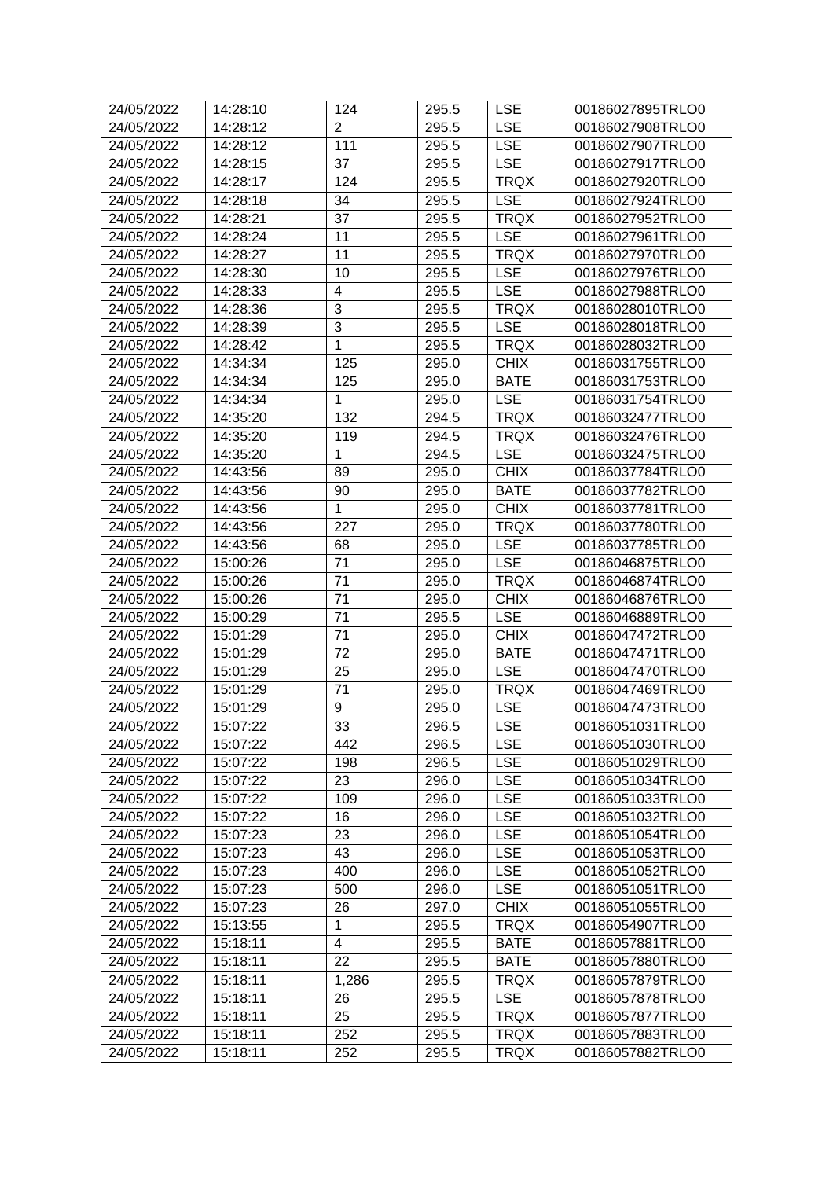| 24/05/2022 | 14:28:10 | 124 | 295.5 | LSE | 00186027895TRLO0 |
|---|---|---|---|---|---|
| 24/05/2022 | 14:28:12 | 2 | 295.5 | LSE | 00186027908TRLO0 |
| 24/05/2022 | 14:28:12 | 111 | 295.5 | LSE | 00186027907TRLO0 |
| 24/05/2022 | 14:28:15 | 37 | 295.5 | LSE | 00186027917TRLO0 |
| 24/05/2022 | 14:28:17 | 124 | 295.5 | TRQX | 00186027920TRLO0 |
| 24/05/2022 | 14:28:18 | 34 | 295.5 | LSE | 00186027924TRLO0 |
| 24/05/2022 | 14:28:21 | 37 | 295.5 | TRQX | 00186027952TRLO0 |
| 24/05/2022 | 14:28:24 | 11 | 295.5 | LSE | 00186027961TRLO0 |
| 24/05/2022 | 14:28:27 | 11 | 295.5 | TRQX | 00186027970TRLO0 |
| 24/05/2022 | 14:28:30 | 10 | 295.5 | LSE | 00186027976TRLO0 |
| 24/05/2022 | 14:28:33 | 4 | 295.5 | LSE | 00186027988TRLO0 |
| 24/05/2022 | 14:28:36 | 3 | 295.5 | TRQX | 00186028010TRLO0 |
| 24/05/2022 | 14:28:39 | 3 | 295.5 | LSE | 00186028018TRLO0 |
| 24/05/2022 | 14:28:42 | 1 | 295.5 | TRQX | 00186028032TRLO0 |
| 24/05/2022 | 14:34:34 | 125 | 295.0 | CHIX | 00186031755TRLO0 |
| 24/05/2022 | 14:34:34 | 125 | 295.0 | BATE | 00186031753TRLO0 |
| 24/05/2022 | 14:34:34 | 1 | 295.0 | LSE | 00186031754TRLO0 |
| 24/05/2022 | 14:35:20 | 132 | 294.5 | TRQX | 00186032477TRLO0 |
| 24/05/2022 | 14:35:20 | 119 | 294.5 | TRQX | 00186032476TRLO0 |
| 24/05/2022 | 14:35:20 | 1 | 294.5 | LSE | 00186032475TRLO0 |
| 24/05/2022 | 14:43:56 | 89 | 295.0 | CHIX | 00186037784TRLO0 |
| 24/05/2022 | 14:43:56 | 90 | 295.0 | BATE | 00186037782TRLO0 |
| 24/05/2022 | 14:43:56 | 1 | 295.0 | CHIX | 00186037781TRLO0 |
| 24/05/2022 | 14:43:56 | 227 | 295.0 | TRQX | 00186037780TRLO0 |
| 24/05/2022 | 14:43:56 | 68 | 295.0 | LSE | 00186037785TRLO0 |
| 24/05/2022 | 15:00:26 | 71 | 295.0 | LSE | 00186046875TRLO0 |
| 24/05/2022 | 15:00:26 | 71 | 295.0 | TRQX | 00186046874TRLO0 |
| 24/05/2022 | 15:00:26 | 71 | 295.0 | CHIX | 00186046876TRLO0 |
| 24/05/2022 | 15:00:29 | 71 | 295.5 | LSE | 00186046889TRLO0 |
| 24/05/2022 | 15:01:29 | 71 | 295.0 | CHIX | 00186047472TRLO0 |
| 24/05/2022 | 15:01:29 | 72 | 295.0 | BATE | 00186047471TRLO0 |
| 24/05/2022 | 15:01:29 | 25 | 295.0 | LSE | 00186047470TRLO0 |
| 24/05/2022 | 15:01:29 | 71 | 295.0 | TRQX | 00186047469TRLO0 |
| 24/05/2022 | 15:01:29 | 9 | 295.0 | LSE | 00186047473TRLO0 |
| 24/05/2022 | 15:07:22 | 33 | 296.5 | LSE | 00186051031TRLO0 |
| 24/05/2022 | 15:07:22 | 442 | 296.5 | LSE | 00186051030TRLO0 |
| 24/05/2022 | 15:07:22 | 198 | 296.5 | LSE | 00186051029TRLO0 |
| 24/05/2022 | 15:07:22 | 23 | 296.0 | LSE | 00186051034TRLO0 |
| 24/05/2022 | 15:07:22 | 109 | 296.0 | LSE | 00186051033TRLO0 |
| 24/05/2022 | 15:07:22 | 16 | 296.0 | LSE | 00186051032TRLO0 |
| 24/05/2022 | 15:07:23 | 23 | 296.0 | LSE | 00186051054TRLO0 |
| 24/05/2022 | 15:07:23 | 43 | 296.0 | LSE | 00186051053TRLO0 |
| 24/05/2022 | 15:07:23 | 400 | 296.0 | LSE | 00186051052TRLO0 |
| 24/05/2022 | 15:07:23 | 500 | 296.0 | LSE | 00186051051TRLO0 |
| 24/05/2022 | 15:07:23 | 26 | 297.0 | CHIX | 00186051055TRLO0 |
| 24/05/2022 | 15:13:55 | 1 | 295.5 | TRQX | 00186054907TRLO0 |
| 24/05/2022 | 15:18:11 | 4 | 295.5 | BATE | 00186057881TRLO0 |
| 24/05/2022 | 15:18:11 | 22 | 295.5 | BATE | 00186057880TRLO0 |
| 24/05/2022 | 15:18:11 | 1,286 | 295.5 | TRQX | 00186057879TRLO0 |
| 24/05/2022 | 15:18:11 | 26 | 295.5 | LSE | 00186057878TRLO0 |
| 24/05/2022 | 15:18:11 | 25 | 295.5 | TRQX | 00186057877TRLO0 |
| 24/05/2022 | 15:18:11 | 252 | 295.5 | TRQX | 00186057883TRLO0 |
| 24/05/2022 | 15:18:11 | 252 | 295.5 | TRQX | 00186057882TRLO0 |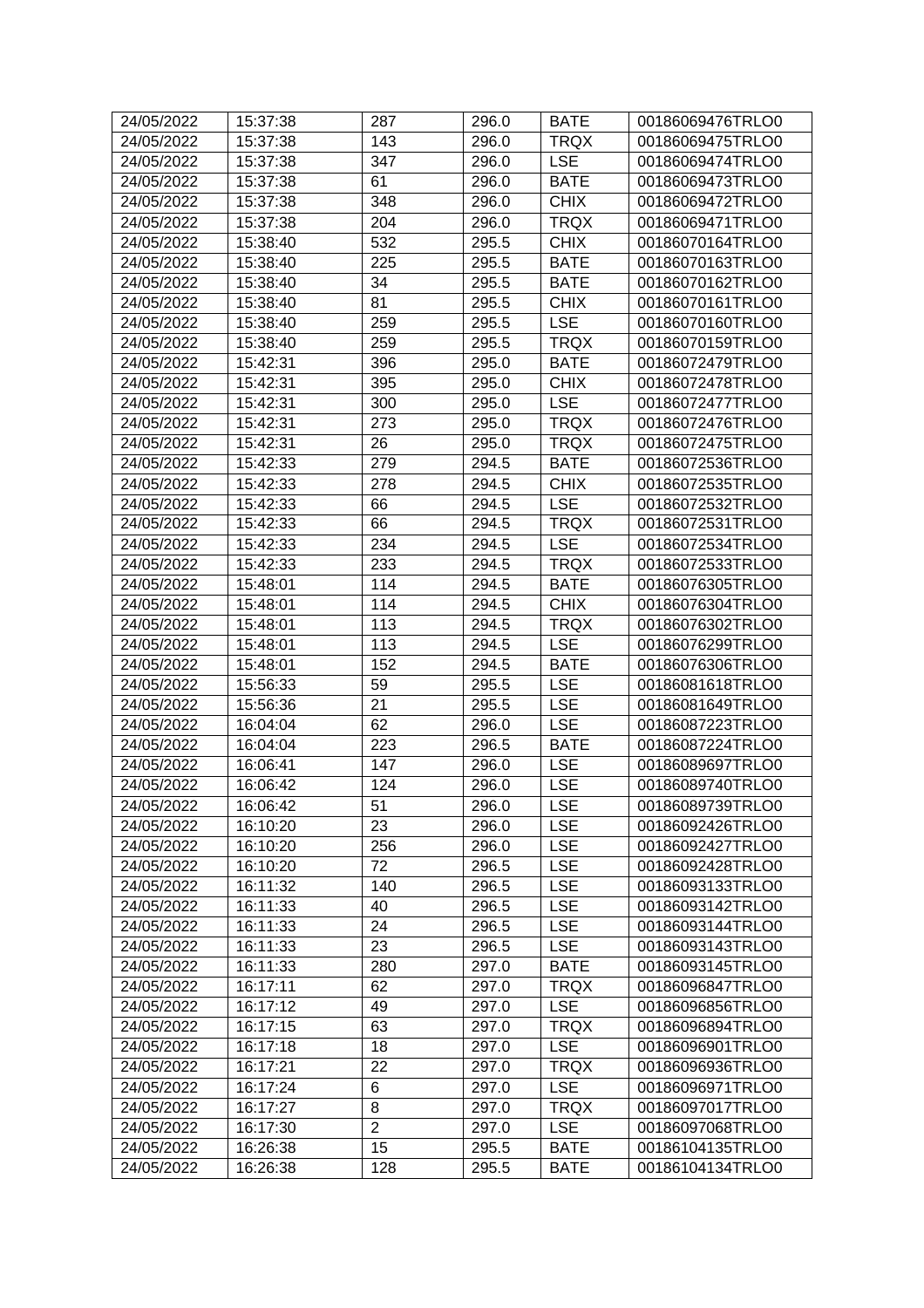| 24/05/2022 | 15:37:38 | 287 | 296.0 | BATE | 00186069476TRLO0 |
|---|---|---|---|---|---|
| 24/05/2022 | 15:37:38 | 143 | 296.0 | TRQX | 00186069475TRLO0 |
| 24/05/2022 | 15:37:38 | 347 | 296.0 | LSE | 00186069474TRLO0 |
| 24/05/2022 | 15:37:38 | 61 | 296.0 | BATE | 00186069473TRLO0 |
| 24/05/2022 | 15:37:38 | 348 | 296.0 | CHIX | 00186069472TRLO0 |
| 24/05/2022 | 15:37:38 | 204 | 296.0 | TRQX | 00186069471TRLO0 |
| 24/05/2022 | 15:38:40 | 532 | 295.5 | CHIX | 00186070164TRLO0 |
| 24/05/2022 | 15:38:40 | 225 | 295.5 | BATE | 00186070163TRLO0 |
| 24/05/2022 | 15:38:40 | 34 | 295.5 | BATE | 00186070162TRLO0 |
| 24/05/2022 | 15:38:40 | 81 | 295.5 | CHIX | 00186070161TRLO0 |
| 24/05/2022 | 15:38:40 | 259 | 295.5 | LSE | 00186070160TRLO0 |
| 24/05/2022 | 15:38:40 | 259 | 295.5 | TRQX | 00186070159TRLO0 |
| 24/05/2022 | 15:42:31 | 396 | 295.0 | BATE | 00186072479TRLO0 |
| 24/05/2022 | 15:42:31 | 395 | 295.0 | CHIX | 00186072478TRLO0 |
| 24/05/2022 | 15:42:31 | 300 | 295.0 | LSE | 00186072477TRLO0 |
| 24/05/2022 | 15:42:31 | 273 | 295.0 | TRQX | 00186072476TRLO0 |
| 24/05/2022 | 15:42:31 | 26 | 295.0 | TRQX | 00186072475TRLO0 |
| 24/05/2022 | 15:42:33 | 279 | 294.5 | BATE | 00186072536TRLO0 |
| 24/05/2022 | 15:42:33 | 278 | 294.5 | CHIX | 00186072535TRLO0 |
| 24/05/2022 | 15:42:33 | 66 | 294.5 | LSE | 00186072532TRLO0 |
| 24/05/2022 | 15:42:33 | 66 | 294.5 | TRQX | 00186072531TRLO0 |
| 24/05/2022 | 15:42:33 | 234 | 294.5 | LSE | 00186072534TRLO0 |
| 24/05/2022 | 15:42:33 | 233 | 294.5 | TRQX | 00186072533TRLO0 |
| 24/05/2022 | 15:48:01 | 114 | 294.5 | BATE | 00186076305TRLO0 |
| 24/05/2022 | 15:48:01 | 114 | 294.5 | CHIX | 00186076304TRLO0 |
| 24/05/2022 | 15:48:01 | 113 | 294.5 | TRQX | 00186076302TRLO0 |
| 24/05/2022 | 15:48:01 | 113 | 294.5 | LSE | 00186076299TRLO0 |
| 24/05/2022 | 15:48:01 | 152 | 294.5 | BATE | 00186076306TRLO0 |
| 24/05/2022 | 15:56:33 | 59 | 295.5 | LSE | 00186081618TRLO0 |
| 24/05/2022 | 15:56:36 | 21 | 295.5 | LSE | 00186081649TRLO0 |
| 24/05/2022 | 16:04:04 | 62 | 296.0 | LSE | 00186087223TRLO0 |
| 24/05/2022 | 16:04:04 | 223 | 296.5 | BATE | 00186087224TRLO0 |
| 24/05/2022 | 16:06:41 | 147 | 296.0 | LSE | 00186089697TRLO0 |
| 24/05/2022 | 16:06:42 | 124 | 296.0 | LSE | 00186089740TRLO0 |
| 24/05/2022 | 16:06:42 | 51 | 296.0 | LSE | 00186089739TRLO0 |
| 24/05/2022 | 16:10:20 | 23 | 296.0 | LSE | 00186092426TRLO0 |
| 24/05/2022 | 16:10:20 | 256 | 296.0 | LSE | 00186092427TRLO0 |
| 24/05/2022 | 16:10:20 | 72 | 296.5 | LSE | 00186092428TRLO0 |
| 24/05/2022 | 16:11:32 | 140 | 296.5 | LSE | 00186093133TRLO0 |
| 24/05/2022 | 16:11:33 | 40 | 296.5 | LSE | 00186093142TRLO0 |
| 24/05/2022 | 16:11:33 | 24 | 296.5 | LSE | 00186093144TRLO0 |
| 24/05/2022 | 16:11:33 | 23 | 296.5 | LSE | 00186093143TRLO0 |
| 24/05/2022 | 16:11:33 | 280 | 297.0 | BATE | 00186093145TRLO0 |
| 24/05/2022 | 16:17:11 | 62 | 297.0 | TRQX | 00186096847TRLO0 |
| 24/05/2022 | 16:17:12 | 49 | 297.0 | LSE | 00186096856TRLO0 |
| 24/05/2022 | 16:17:15 | 63 | 297.0 | TRQX | 00186096894TRLO0 |
| 24/05/2022 | 16:17:18 | 18 | 297.0 | LSE | 00186096901TRLO0 |
| 24/05/2022 | 16:17:21 | 22 | 297.0 | TRQX | 00186096936TRLO0 |
| 24/05/2022 | 16:17:24 | 6 | 297.0 | LSE | 00186096971TRLO0 |
| 24/05/2022 | 16:17:27 | 8 | 297.0 | TRQX | 00186097017TRLO0 |
| 24/05/2022 | 16:17:30 | 2 | 297.0 | LSE | 00186097068TRLO0 |
| 24/05/2022 | 16:26:38 | 15 | 295.5 | BATE | 00186104135TRLO0 |
| 24/05/2022 | 16:26:38 | 128 | 295.5 | BATE | 00186104134TRLO0 |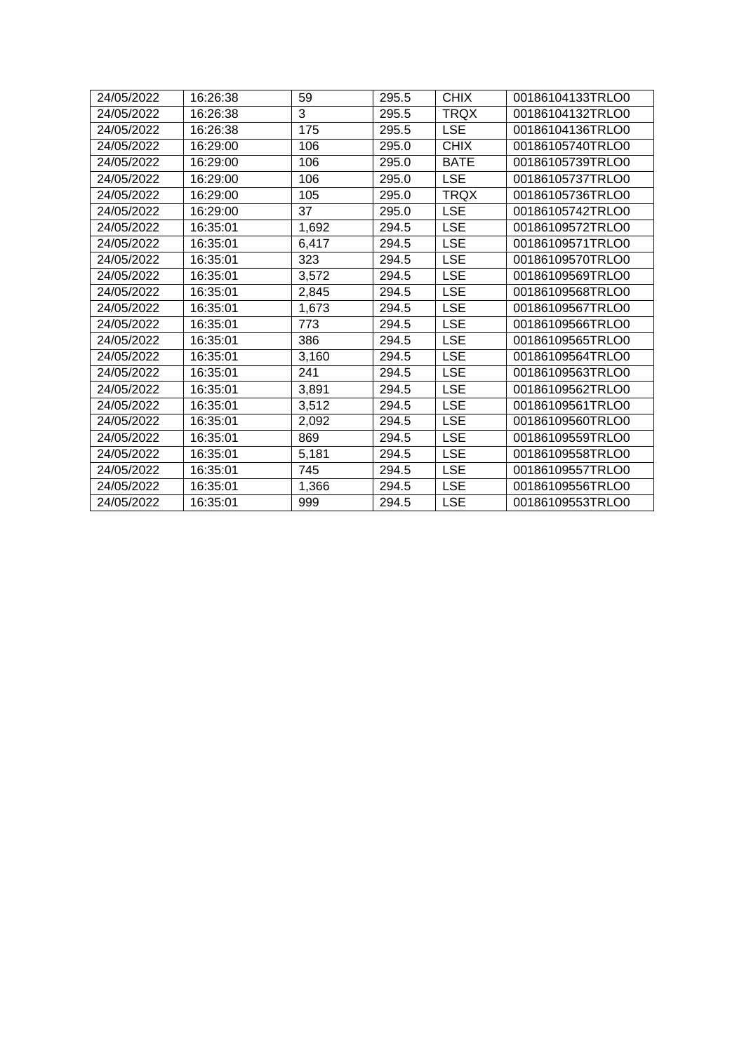| | | | | | |
|---|---|---|---|---|---|
| 24/05/2022 | 16:26:38 | 59 | 295.5 | CHIX | 00186104133TRLO0 |
| 24/05/2022 | 16:26:38 | 3 | 295.5 | TRQX | 00186104132TRLO0 |
| 24/05/2022 | 16:26:38 | 175 | 295.5 | LSE | 00186104136TRLO0 |
| 24/05/2022 | 16:29:00 | 106 | 295.0 | CHIX | 00186105740TRLO0 |
| 24/05/2022 | 16:29:00 | 106 | 295.0 | BATE | 00186105739TRLO0 |
| 24/05/2022 | 16:29:00 | 106 | 295.0 | LSE | 00186105737TRLO0 |
| 24/05/2022 | 16:29:00 | 105 | 295.0 | TRQX | 00186105736TRLO0 |
| 24/05/2022 | 16:29:00 | 37 | 295.0 | LSE | 00186105742TRLO0 |
| 24/05/2022 | 16:35:01 | 1,692 | 294.5 | LSE | 00186109572TRLO0 |
| 24/05/2022 | 16:35:01 | 6,417 | 294.5 | LSE | 00186109571TRLO0 |
| 24/05/2022 | 16:35:01 | 323 | 294.5 | LSE | 00186109570TRLO0 |
| 24/05/2022 | 16:35:01 | 3,572 | 294.5 | LSE | 00186109569TRLO0 |
| 24/05/2022 | 16:35:01 | 2,845 | 294.5 | LSE | 00186109568TRLO0 |
| 24/05/2022 | 16:35:01 | 1,673 | 294.5 | LSE | 00186109567TRLO0 |
| 24/05/2022 | 16:35:01 | 773 | 294.5 | LSE | 00186109566TRLO0 |
| 24/05/2022 | 16:35:01 | 386 | 294.5 | LSE | 00186109565TRLO0 |
| 24/05/2022 | 16:35:01 | 3,160 | 294.5 | LSE | 00186109564TRLO0 |
| 24/05/2022 | 16:35:01 | 241 | 294.5 | LSE | 00186109563TRLO0 |
| 24/05/2022 | 16:35:01 | 3,891 | 294.5 | LSE | 00186109562TRLO0 |
| 24/05/2022 | 16:35:01 | 3,512 | 294.5 | LSE | 00186109561TRLO0 |
| 24/05/2022 | 16:35:01 | 2,092 | 294.5 | LSE | 00186109560TRLO0 |
| 24/05/2022 | 16:35:01 | 869 | 294.5 | LSE | 00186109559TRLO0 |
| 24/05/2022 | 16:35:01 | 5,181 | 294.5 | LSE | 00186109558TRLO0 |
| 24/05/2022 | 16:35:01 | 745 | 294.5 | LSE | 00186109557TRLO0 |
| 24/05/2022 | 16:35:01 | 1,366 | 294.5 | LSE | 00186109556TRLO0 |
| 24/05/2022 | 16:35:01 | 999 | 294.5 | LSE | 00186109553TRLO0 |